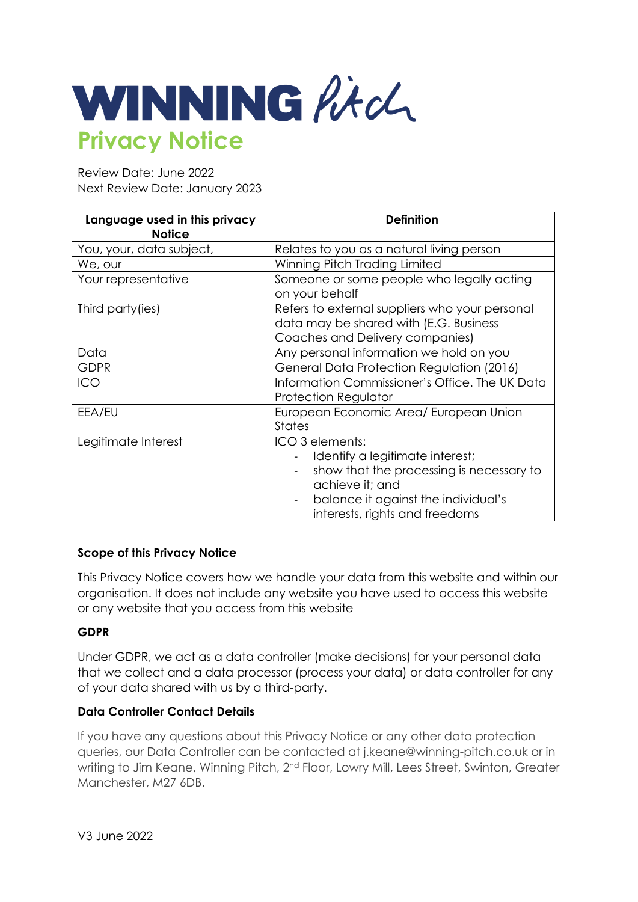# WINNING Pitch

## Privacy Notice

Review Date: June 2022
Next Review Date: January 2023

| Language used in this privacy Notice | Definition |
|---|---|
| You, your, data subject, | Relates to you as a natural living person |
| We, our | Winning Pitch Trading Limited |
| Your representative | Someone or some people who legally acting on your behalf |
| Third party(ies) | Refers to external suppliers who your personal data may be shared with (E.G. Business Coaches and Delivery companies) |
| Data | Any personal information we hold on you |
| GDPR | General Data Protection Regulation (2016) |
| ICO | Information Commissioner's Office. The UK Data Protection Regulator |
| EEA/EU | European Economic Area/ European Union States |
| Legitimate Interest | ICO 3 elements:<br>- Identify a legitimate interest;<br>- show that the processing is necessary to achieve it; and<br>- balance it against the individual's interests, rights and freedoms |

### Scope of this Privacy Notice

This Privacy Notice covers how we handle your data from this website and within our organisation. It does not include any website you have used to access this website or any website that you access from this website

### GDPR

Under GDPR, we act as a data controller (make decisions) for your personal data that we collect and a data processor (process your data) or data controller for any of your data shared with us by a third-party.

### Data Controller Contact Details

If you have any questions about this Privacy Notice or any other data protection queries, our Data Controller can be contacted at j.keane@winning-pitch.co.uk or in writing to Jim Keane, Winning Pitch, 2nd Floor, Lowry Mill, Lees Street, Swinton, Greater Manchester, M27 6DB.

V3 June 2022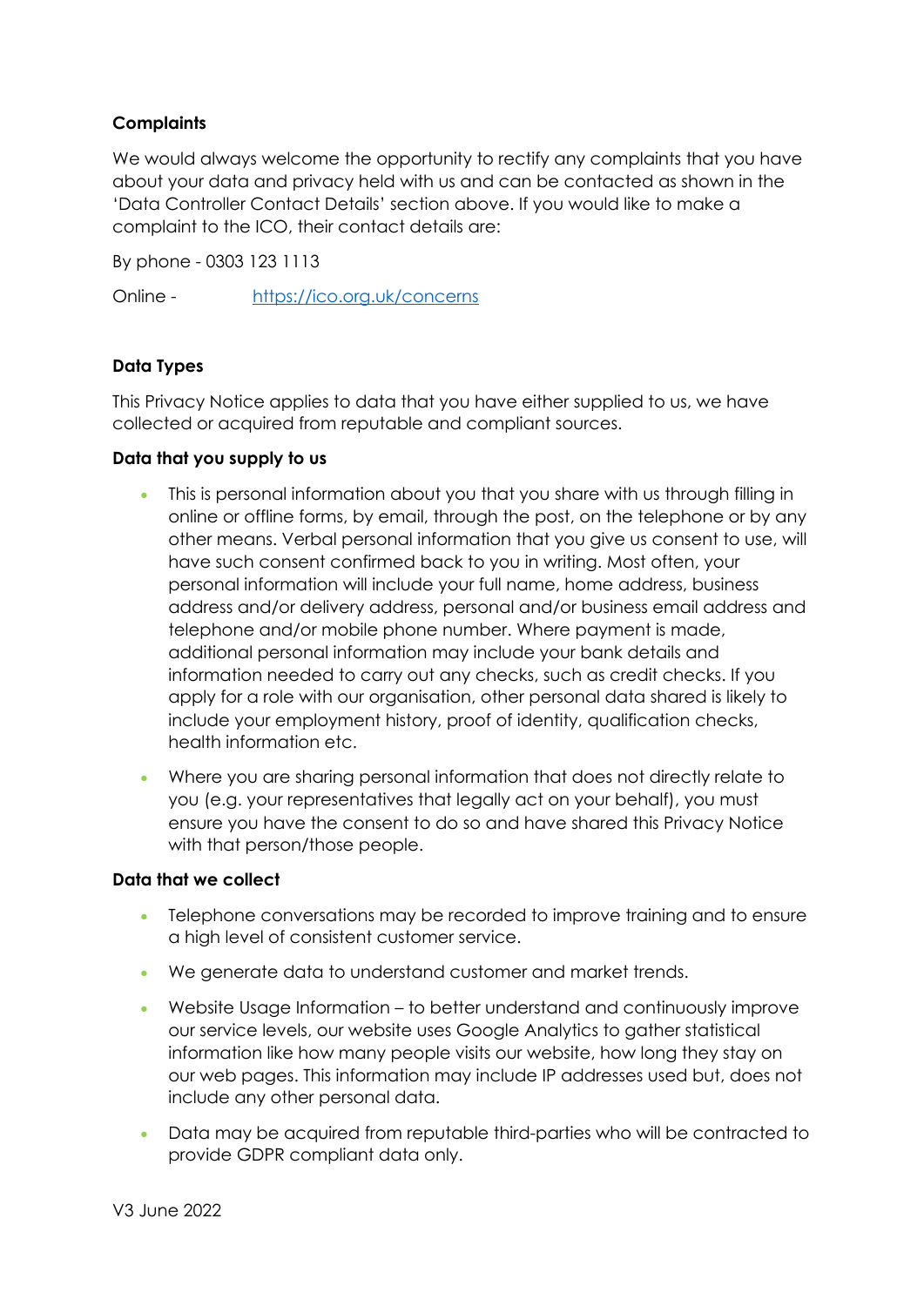### Complaints

We would always welcome the opportunity to rectify any complaints that you have about your data and privacy held with us and can be contacted as shown in the 'Data Controller Contact Details' section above. If you would like to make a complaint to the ICO, their contact details are:

By phone - 0303 123 1113

Online - [https://ico.org.uk/concerns](https://ico.org.uk/concerns)

### Data Types

This Privacy Notice applies to data that you have either supplied to us, we have collected or acquired from reputable and compliant sources.

#### Data that you supply to us

- This is personal information about you that you share with us through filling in online or offline forms, by email, through the post, on the telephone or by any other means. Verbal personal information that you give us consent to use, will have such consent confirmed back to you in writing. Most often, your personal information will include your full name, home address, business address and/or delivery address, personal and/or business email address and telephone and/or mobile phone number. Where payment is made, additional personal information may include your bank details and information needed to carry out any checks, such as credit checks. If you apply for a role with our organisation, other personal data shared is likely to include your employment history, proof of identity, qualification checks, health information etc.
- Where you are sharing personal information that does not directly relate to you (e.g. your representatives that legally act on your behalf), you must ensure you have the consent to do so and have shared this Privacy Notice with that person/those people.

#### Data that we collect

- Telephone conversations may be recorded to improve training and to ensure a high level of consistent customer service.
- We generate data to understand customer and market trends.
- Website Usage Information – to better understand and continuously improve our service levels, our website uses Google Analytics to gather statistical information like how many people visits our website, how long they stay on our web pages. This information may include IP addresses used but, does not include any other personal data.
- Data may be acquired from reputable third-parties who will be contracted to provide GDPR compliant data only.

V3 June 2022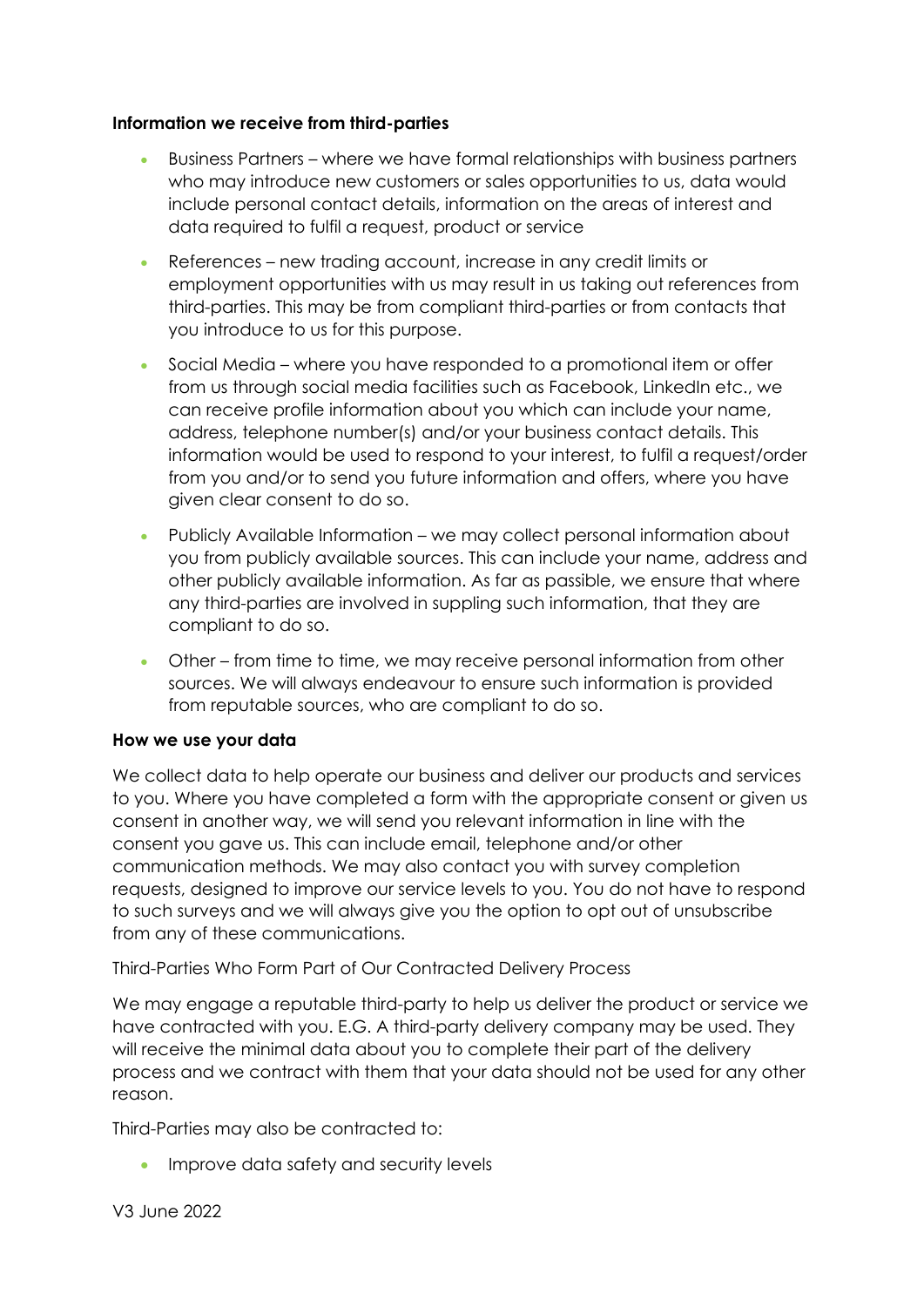**Information we receive from third-parties**

- Business Partners – where we have formal relationships with business partners who may introduce new customers or sales opportunities to us, data would include personal contact details, information on the areas of interest and data required to fulfil a request, product or service
- References – new trading account, increase in any credit limits or employment opportunities with us may result in us taking out references from third-parties. This may be from compliant third-parties or from contacts that you introduce to us for this purpose.
- Social Media – where you have responded to a promotional item or offer from us through social media facilities such as Facebook, LinkedIn etc., we can receive profile information about you which can include your name, address, telephone number(s) and/or your business contact details. This information would be used to respond to your interest, to fulfil a request/order from you and/or to send you future information and offers, where you have given clear consent to do so.
- Publicly Available Information – we may collect personal information about you from publicly available sources. This can include your name, address and other publicly available information. As far as passible, we ensure that where any third-parties are involved in suppling such information, that they are compliant to do so.
- Other – from time to time, we may receive personal information from other sources. We will always endeavour to ensure such information is provided from reputable sources, who are compliant to do so.

**How we use your data**

We collect data to help operate our business and deliver our products and services to you. Where you have completed a form with the appropriate consent or given us consent in another way, we will send you relevant information in line with the consent you gave us. This can include email, telephone and/or other communication methods. We may also contact you with survey completion requests, designed to improve our service levels to you. You do not have to respond to such surveys and we will always give you the option to opt out of unsubscribe from any of these communications.

Third-Parties Who Form Part of Our Contracted Delivery Process

We may engage a reputable third-party to help us deliver the product or service we have contracted with you. E.G. A third-party delivery company may be used. They will receive the minimal data about you to complete their part of the delivery process and we contract with them that your data should not be used for any other reason.

Third-Parties may also be contracted to:

- Improve data safety and security levels

V3 June 2022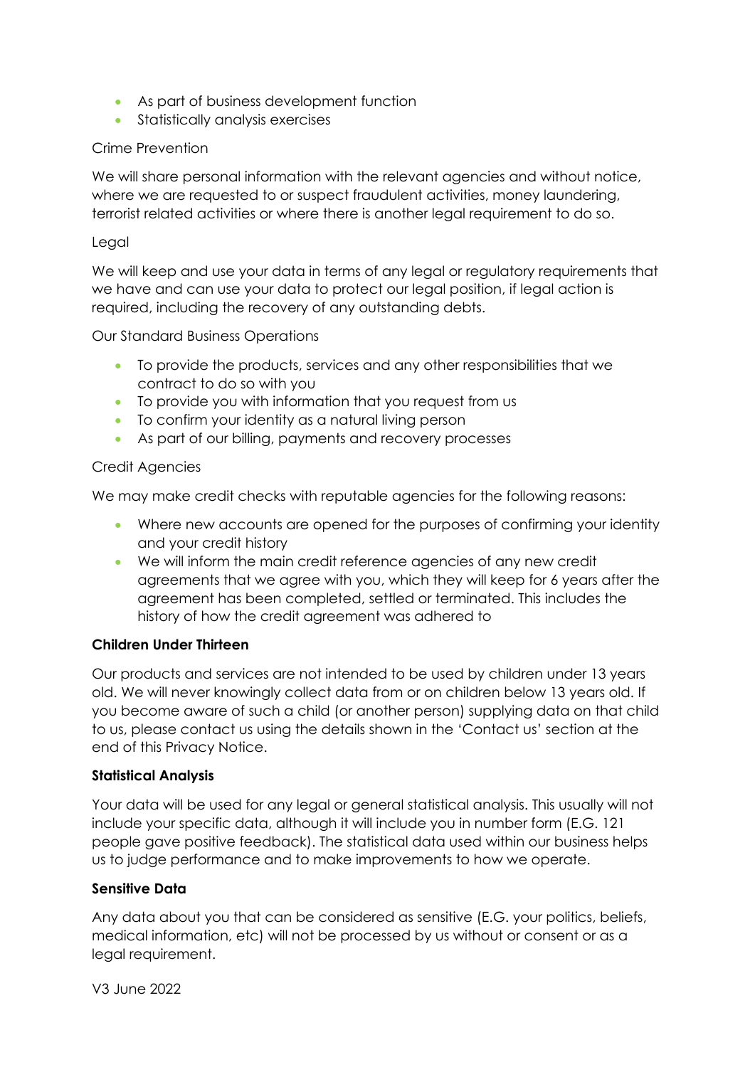- As part of business development function
- Statistically analysis exercises

Crime Prevention

We will share personal information with the relevant agencies and without notice, where we are requested to or suspect fraudulent activities, money laundering, terrorist related activities or where there is another legal requirement to do so.

Legal

We will keep and use your data in terms of any legal or regulatory requirements that we have and can use your data to protect our legal position, if legal action is required, including the recovery of any outstanding debts.

Our Standard Business Operations

- To provide the products, services and any other responsibilities that we contract to do so with you
- To provide you with information that you request from us
- To confirm your identity as a natural living person
- As part of our billing, payments and recovery processes

Credit Agencies

We may make credit checks with reputable agencies for the following reasons:

- Where new accounts are opened for the purposes of confirming your identity and your credit history
- We will inform the main credit reference agencies of any new credit agreements that we agree with you, which they will keep for 6 years after the agreement has been completed, settled or terminated. This includes the history of how the credit agreement was adhered to

**Children Under Thirteen**

Our products and services are not intended to be used by children under 13 years old. We will never knowingly collect data from or on children below 13 years old. If you become aware of such a child (or another person) supplying data on that child to us, please contact us using the details shown in the 'Contact us' section at the end of this Privacy Notice.

**Statistical Analysis**

Your data will be used for any legal or general statistical analysis. This usually will not include your specific data, although it will include you in number form (E.G. 121 people gave positive feedback). The statistical data used within our business helps us to judge performance and to make improvements to how we operate.

**Sensitive Data**

Any data about you that can be considered as sensitive (E.G. your politics, beliefs, medical information, etc) will not be processed by us without or consent or as a legal requirement.

V3 June 2022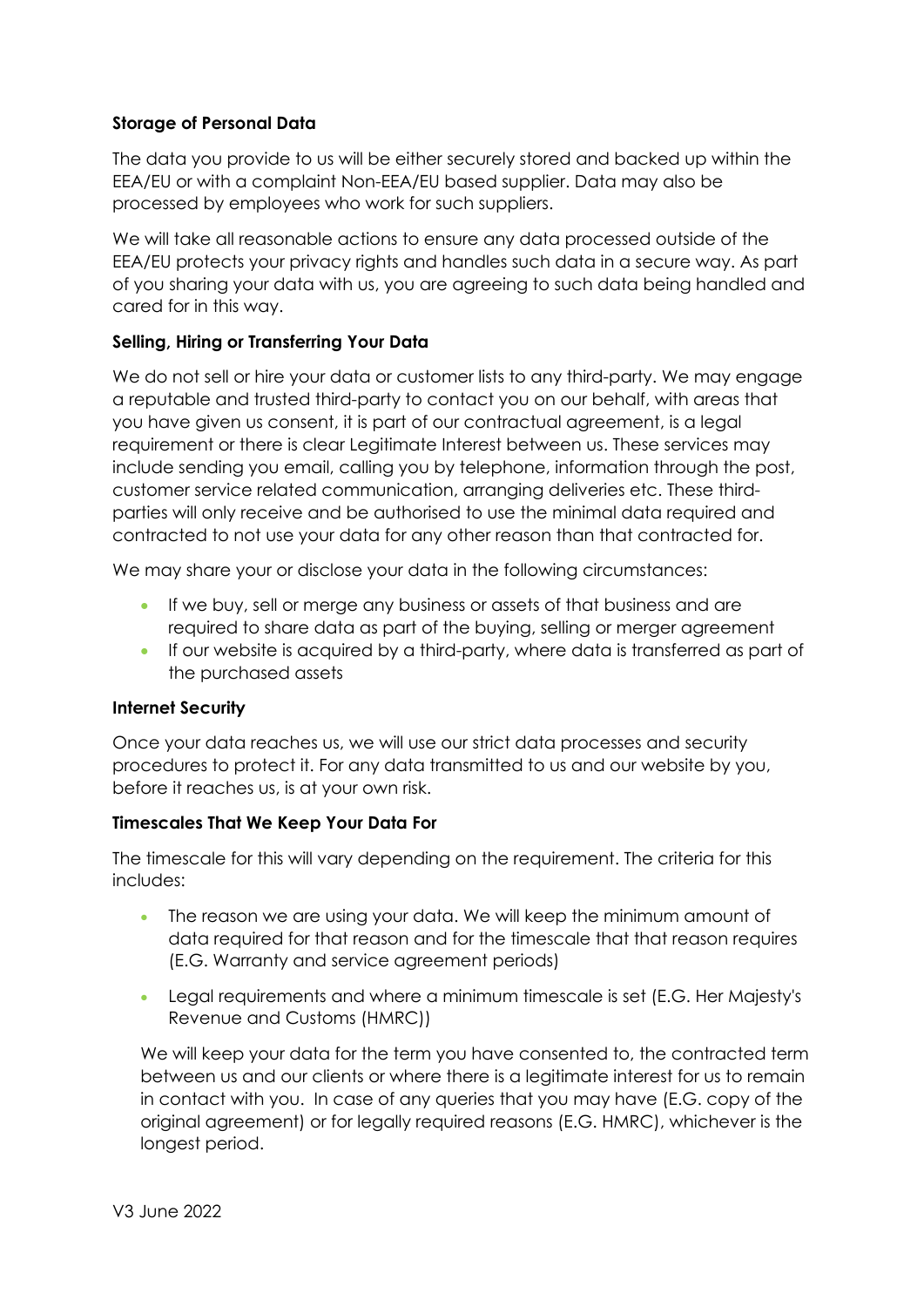**Storage of Personal Data**

The data you provide to us will be either securely stored and backed up within the EEA/EU or with a complaint Non-EEA/EU based supplier. Data may also be processed by employees who work for such suppliers.

We will take all reasonable actions to ensure any data processed outside of the EEA/EU protects your privacy rights and handles such data in a secure way. As part of you sharing your data with us, you are agreeing to such data being handled and cared for in this way.

**Selling, Hiring or Transferring Your Data**

We do not sell or hire your data or customer lists to any third-party. We may engage a reputable and trusted third-party to contact you on our behalf, with areas that you have given us consent, it is part of our contractual agreement, is a legal requirement or there is clear Legitimate Interest between us. These services may include sending you email, calling you by telephone, information through the post, customer service related communication, arranging deliveries etc. These third-parties will only receive and be authorised to use the minimal data required and contracted to not use your data for any other reason than that contracted for.

We may share your or disclose your data in the following circumstances:

- If we buy, sell or merge any business or assets of that business and are required to share data as part of the buying, selling or merger agreement
- If our website is acquired by a third-party, where data is transferred as part of the purchased assets

**Internet Security**

Once your data reaches us, we will use our strict data processes and security procedures to protect it. For any data transmitted to us and our website by you, before it reaches us, is at your own risk.

**Timescales That We Keep Your Data For**

The timescale for this will vary depending on the requirement. The criteria for this includes:

- The reason we are using your data. We will keep the minimum amount of data required for that reason and for the timescale that that reason requires (E.G. Warranty and service agreement periods)
- Legal requirements and where a minimum timescale is set (E.G. Her Majesty's Revenue and Customs (HMRC))

We will keep your data for the term you have consented to, the contracted term between us and our clients or where there is a legitimate interest for us to remain in contact with you. In case of any queries that you may have (E.G. copy of the original agreement) or for legally required reasons (E.G. HMRC), whichever is the longest period.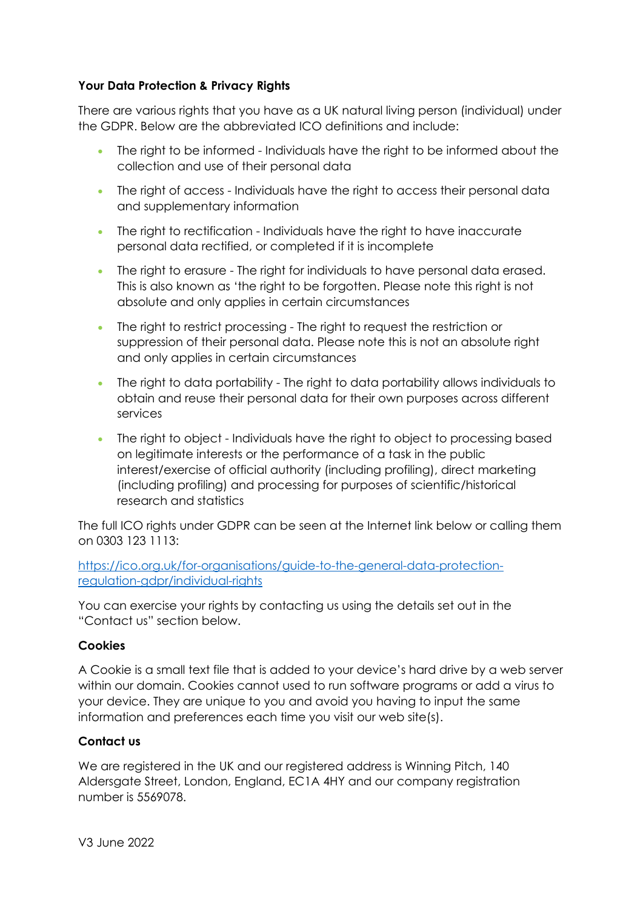**Your Data Protection & Privacy Rights**

There are various rights that you have as a UK natural living person (individual) under the GDPR. Below are the abbreviated ICO definitions and include:

- The right to be informed - Individuals have the right to be informed about the collection and use of their personal data
- The right of access - Individuals have the right to access their personal data and supplementary information
- The right to rectification - Individuals have the right to have inaccurate personal data rectified, or completed if it is incomplete
- The right to erasure - The right for individuals to have personal data erased. This is also known as 'the right to be forgotten. Please note this right is not absolute and only applies in certain circumstances
- The right to restrict processing - The right to request the restriction or suppression of their personal data. Please note this is not an absolute right and only applies in certain circumstances
- The right to data portability - The right to data portability allows individuals to obtain and reuse their personal data for their own purposes across different services
- The right to object - Individuals have the right to object to processing based on legitimate interests or the performance of a task in the public interest/exercise of official authority (including profiling), direct marketing (including profiling) and processing for purposes of scientific/historical research and statistics

The full ICO rights under GDPR can be seen at the Internet link below or calling them on 0303 123 1113:

[https://ico.org.uk/for-organisations/guide-to-the-general-data-protection-regulation-gdpr/individual-rights](https://ico.org.uk/for-organisations/guide-to-the-general-data-protection-regulation-gdpr/individual-rights)

You can exercise your rights by contacting us using the details set out in the "Contact us" section below.

**Cookies**

A Cookie is a small text file that is added to your device's hard drive by a web server within our domain. Cookies cannot used to run software programs or add a virus to your device. They are unique to you and avoid you having to input the same information and preferences each time you visit our web site(s).

**Contact us**

We are registered in the UK and our registered address is Winning Pitch, 140 Aldersgate Street, London, England, EC1A 4HY and our company registration number is 5569078.

V3 June 2022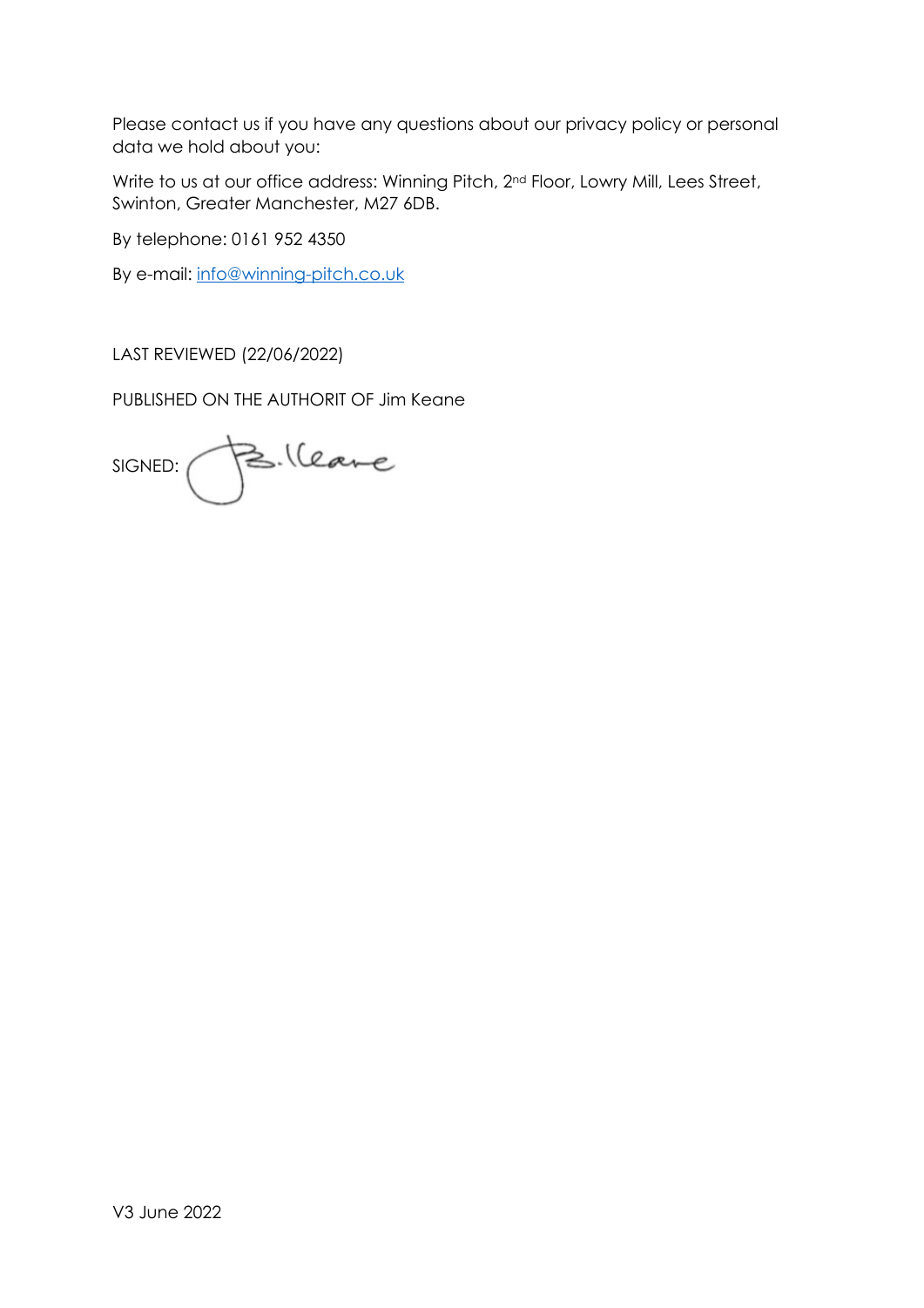Please contact us if you have any questions about our privacy policy or personal data we hold about you:

Write to us at our office address: Winning Pitch, 2nd Floor, Lowry Mill, Lees Street, Swinton, Greater Manchester, M27 6DB.

By telephone: 0161 952 4350

By e-mail: [info@winning-pitch.co.uk](mailto:info@winning-pitch.co.uk)

LAST REVIEWED (22/06/2022)

PUBLISHED ON THE AUTHORIT OF Jim Keane

SIGNED: B. Keane

V3 June 2022